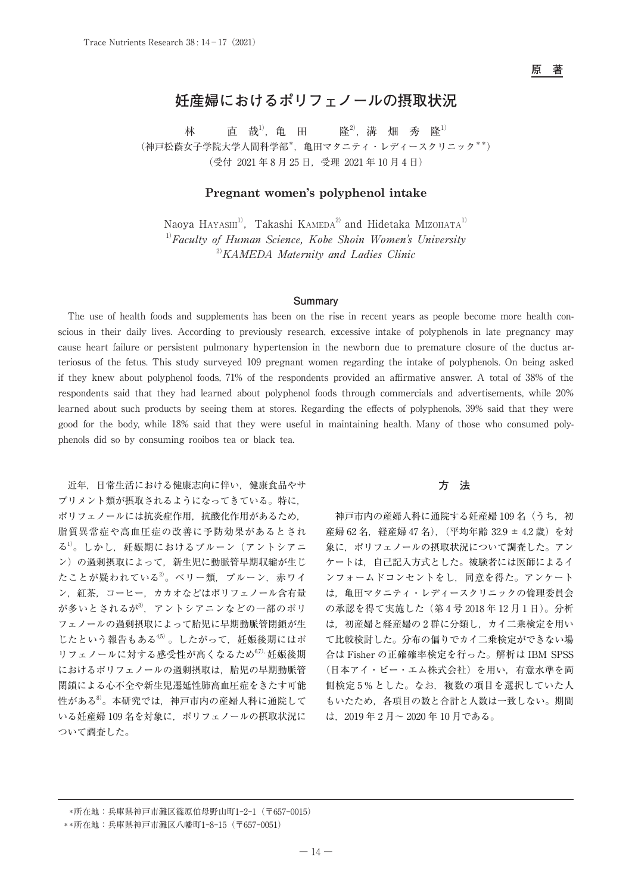原　著

# 妊産婦におけるポリフェノールの摂取状況

林　　直　哉[1]，亀　田　　隆[2]，溝　畑　秀　隆[1]

（神戸松蔭女子学院大学人間科学部*，亀田マタニティ・レディースクリニック**）

（受付 2021 年 8 月 25 日，受理 2021 年 10 月 4 日）

## Pregnant women's polyphenol intake

Naoya HAYASHI[1], Takashi KAMEDA[2] and Hidetaka MIZOHATA[1]

[1] *Faculty of Human Science, Kobe Shoin Women's University*

[2] *KAMEDA Maternity and Ladies Clinic*

### Summary

The use of health foods and supplements has been on the rise in recent years as people become more health conscious in their daily lives. According to previously research, excessive intake of polyphenols in late pregnancy may cause heart failure or persistent pulmonary hypertension in the newborn due to premature closure of the ductus arteriosus of the fetus. This study surveyed 109 pregnant women regarding the intake of polyphenols. On being asked if they knew about polyphenol foods, 71% of the respondents provided an affirmative answer. A total of 38% of the respondents said that they had learned about polyphenol foods through commercials and advertisements, while 20% learned about such products by seeing them at stores. Regarding the effects of polyphenols, 39% said that they were good for the body, while 18% said that they were useful in maintaining health. Many of those who consumed polyphenols did so by consuming rooibos tea or black tea.

近年，日常生活における健康志向に伴い，健康食品やサプリメント類が摂取されるようになってきている。特に，ポリフェノールには抗炎症作用，抗酸化作用があるため，脂質異常症や高血圧症の改善に予防効果があるとされる[1]。しかし，妊娠期におけるプルーン（アントシアニン）の過剰摂取によって，新生児に動脈管早期収縮が生じたことが疑われている[2]。ベリー類，プルーン，赤ワイン，紅茶，コーヒー，カカオなどはポリフェノール含有量が多いとされるが[3]，アントシアニンなどの一部のポリフェノールの過剰摂取によって胎児に早期動脈管閉鎖が生じたという報告もある[4,5]。したがって，妊娠後期にはポリフェノールに対する感受性が高くなるため[6,7]，妊娠後期におけるポリフェノールの過剰摂取は，胎児の早期動脈管閉鎖による心不全や新生児遷延性肺高血圧症をきたす可能性がある[8]。本研究では，神戸市内の産婦人科に通院している妊産婦 109 名を対象に，ポリフェノールの摂取状況について調査した。

## 方　法

神戸市内の産婦人科に通院する妊産婦 109 名（うち，初産婦 62 名，経産婦 47 名），（平均年齢 32.9 ± 4.2 歳）を対象に，ポリフェノールの摂取状況について調査した。アンケートは，自己記入方式とした。被験者には医師によるインフォームドコンセントをし，同意を得た。アンケートは，亀田マタニティ・レディースクリニックの倫理委員会の承認を得て実施した（第 4 号 2018 年 12 月 1 日）。分析は，初産婦と経産婦の 2 群に分類し，カイ二乗検定を用いて比較検討した。分布の偏りでカイ二乗検定ができない場合は Fisher の正確確率検定を行った。解析は IBM SPSS（日本アイ・ビー・エム株式会社）を用い，有意水準を両側検定 5 % とした。なお，複数の項目を選択していた人もいたため，各項目の数と合計と人数は一致しない。期間は，2019 年 2 月～ 2020 年 10 月である。

*所在地：兵庫県神戸市灘区篠原伯母野山町1-2-1（〒657-0015）

**所在地：兵庫県神戸市灘区八幡町1-8-15（〒657-0051）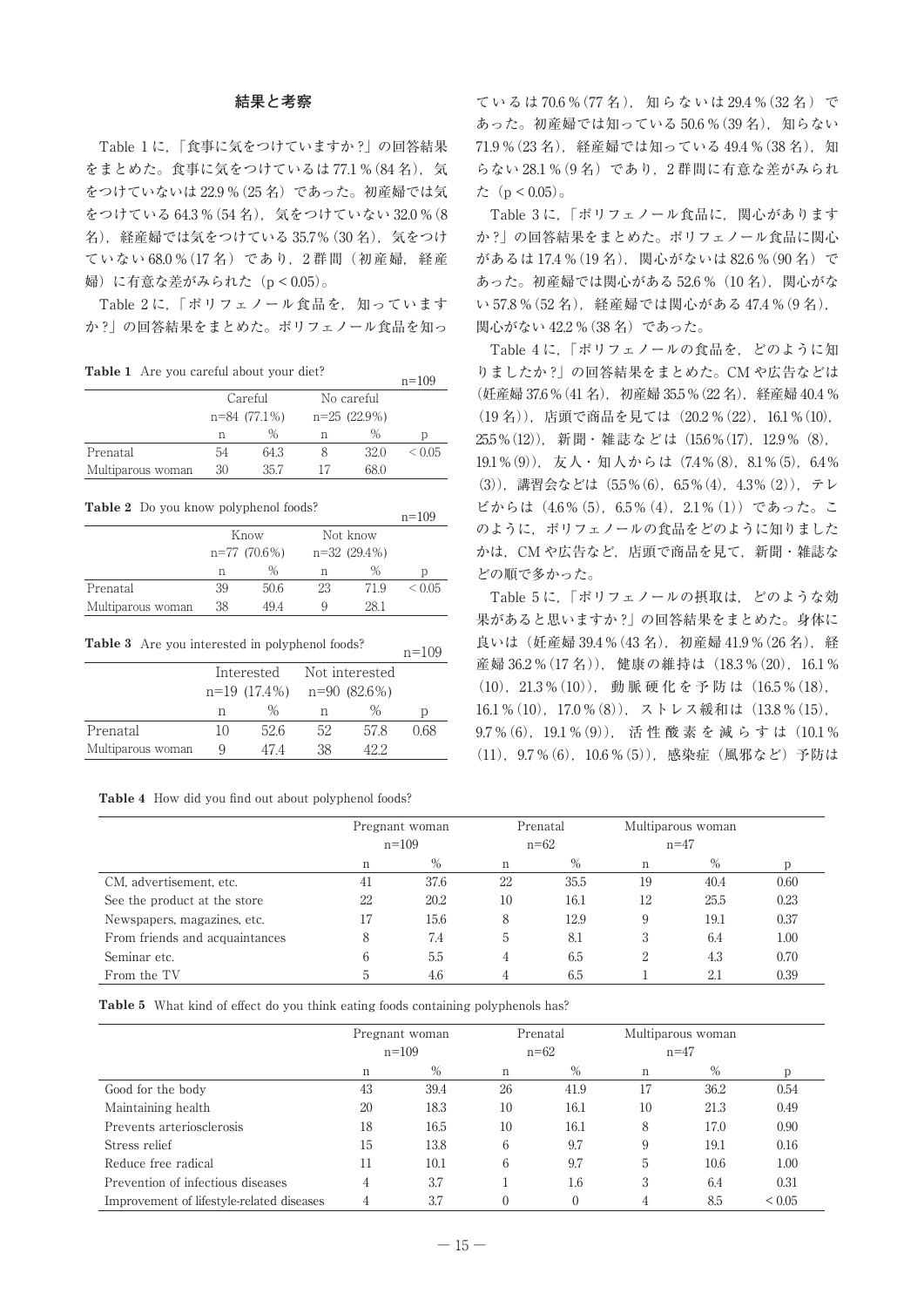## 結果と考察

Table 1 に,「食事に気をつけていますか?」の回答結果をまとめた。食事に気をつけているは 77.1％(84 名), 気をつけていないは 22.9％(25 名) であった。初産婦では気をつけている 64.3％(54 名), 気をつけていない 32.0％(8 名), 経産婦では気をつけている 35.7％(30 名), 気をつけていない 68.0％(17 名) であり, 2 群間 (初産婦, 経産婦) に有意な差がみられた ($p < 0.05$)。

Table 2 に,「ポリフェノール食品を, 知っていますか?」の回答結果をまとめた。ポリフェノール食品を知っているは 70.6％(77 名), 知らないは 29.4％(32 名) であった。初産婦では知っている 50.6％(39 名), 知らない 71.9％(23 名), 経産婦では知っている 49.4％(38 名), 知らない 28.1％(9 名) であり, 2 群間に有意な差がみられた ($p < 0.05$)。

Table 3 に,「ポリフェノール食品に, 関心がありますか?」の回答結果をまとめた。ポリフェノール食品に関心があるは 17.4％(19 名), 関心がないは 82.6％(90 名) であった。初産婦では関心がある 52.6％ (10 名), 関心がない 57.8％(52 名), 経産婦では関心がある 47.4％(9 名), 関心がない 42.2％(38 名) であった。

Table 4 に,「ポリフェノールの食品を, どのように知りましたか?」の回答結果をまとめた。CM や広告などは (妊産婦 37.6％(41 名), 初産婦 35.5％(22 名), 経産婦 40.4％ (19 名)), 店頭で商品を見ては (20.2％(22), 16.1％(10), 25.5％(12)), 新聞・雑誌などは (15.6％(17), 12.9％ (8), 19.1％(9)), 友人・知人からは (7.4％(8), 8.1％(5), 6.4％ (3)), 講習会などは (5.5％(6), 6.5％(4), 4.3％ (2)), テレビからは (4.6％(5), 6.5％(4), 2.1％(1)) であった。このように, ポリフェノールの食品をどのように知りましたかは, CM や広告など, 店頭で商品を見て, 新聞・雑誌などの順で多かった。

Table 5 に,「ポリフェノールの摂取は, どのような効果があると思いますか?」の回答結果をまとめた。身体に良いは (妊産婦 39.4％(43 名), 初産婦 41.9％(26 名), 経産婦 36.2％(17 名)), 健康の維持は (18.3％(20), 16.1％ (10), 21.3％(10)), 動脈硬化を予防は (16.5％(18), 16.1％(10), 17.0％(8)), ストレス緩和は (13.8％(15), 9.7％(6), 19.1％(9)), 活性酸素を減らすは (10.1％ (11), 9.7％(6), 10.6％(5)), 感染症 (風邪など) 予防は

**Table 1** Are you careful about your diet? n=109

| | Careful n=84 (77.1%) | | No careful n=25 (22.9%) | | |
|---|---|---|---|---|---|
| | n | % | n | % | p |
| Prenatal | 54 | 64.3 | 8 | 32.0 | < 0.05 |
| Multiparous woman | 30 | 35.7 | 17 | 68.0 | |

**Table 2** Do you know polyphenol foods? n=109

| | Know n=77 (70.6%) | | Not know n=32 (29.4%) | | |
|---|---|---|---|---|---|
| | n | % | n | % | p |
| Prenatal | 39 | 50.6 | 23 | 71.9 | < 0.05 |
| Multiparous woman | 38 | 49.4 | 9 | 28.1 | |

**Table 3** Are you interested in polyphenol foods? n=109

| | Interested n=19 (17.4%) | | Not interested n=90 (82.6%) | | |
|---|---|---|---|---|---|
| | n | % | n | % | p |
| Prenatal | 10 | 52.6 | 52 | 57.8 | 0.68 |
| Multiparous woman | 9 | 47.4 | 38 | 42.2 | |

**Table 4** How did you find out about polyphenol foods?

| | Pregnant woman n=109 | | Prenatal n=62 | | Multiparous woman n=47 | | |
|---|---|---|---|---|---|---|---|
| | n | % | n | % | n | % | p |
| CM, advertisement, etc. | 41 | 37.6 | 22 | 35.5 | 19 | 40.4 | 0.60 |
| See the product at the store | 22 | 20.2 | 10 | 16.1 | 12 | 25.5 | 0.23 |
| Newspapers, magazines, etc. | 17 | 15.6 | 8 | 12.9 | 9 | 19.1 | 0.37 |
| From friends and acquaintances | 8 | 7.4 | 5 | 8.1 | 3 | 6.4 | 1.00 |
| Seminar etc. | 6 | 5.5 | 4 | 6.5 | 2 | 4.3 | 0.70 |
| From the TV | 5 | 4.6 | 4 | 6.5 | 1 | 2.1 | 0.39 |

**Table 5** What kind of effect do you think eating foods containing polyphenols has?

| | Pregnant woman n=109 | | Prenatal n=62 | | Multiparous woman n=47 | | |
|---|---|---|---|---|---|---|---|
| | n | % | n | % | n | % | p |
| Good for the body | 43 | 39.4 | 26 | 41.9 | 17 | 36.2 | 0.54 |
| Maintaining health | 20 | 18.3 | 10 | 16.1 | 10 | 21.3 | 0.49 |
| Prevents arteriosclerosis | 18 | 16.5 | 10 | 16.1 | 8 | 17.0 | 0.90 |
| Stress relief | 15 | 13.8 | 6 | 9.7 | 9 | 19.1 | 0.16 |
| Reduce free radical | 11 | 10.1 | 6 | 9.7 | 5 | 10.6 | 1.00 |
| Prevention of infectious diseases | 4 | 3.7 | 1 | 1.6 | 3 | 6.4 | 0.31 |
| Improvement of lifestyle-related diseases | 4 | 3.7 | 0 | 0 | 4 | 8.5 | < 0.05 |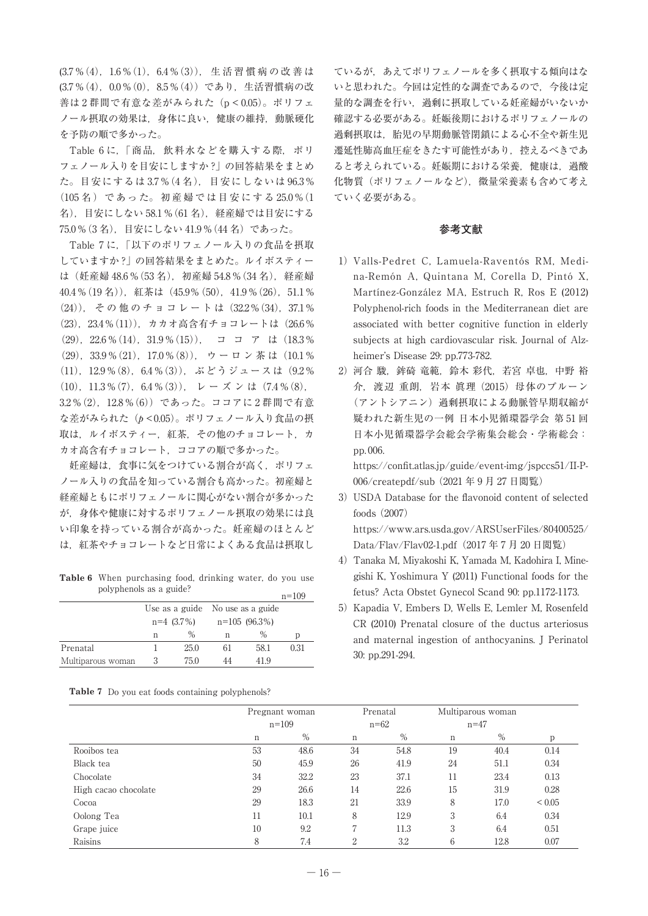(3.7％(4)，1.6％(1)，6.4％(3))，生活習慣病の改善は(3.7％(4)，0.0％(0)，8.5％(4))であり，生活習慣病の改善は2群間で有意な差がみられた（$p < 0.05$）。ポリフェノール摂取の効果は，身体に良い，健康の維持，動脈硬化を予防の順で多かった。

Table 6に，「商品，飲料水などを購入する際，ポリフェノール入りを目安にしますか？」の回答結果をまとめた。目安にするは3.7％(4名)，目安にしないは96.3％(105名)であった。初産婦では目安にする25.0％(1名)，目安にしない58.1％(61名)，経産婦では目安にする75.0％(3名)，目安にしない41.9％(44名)であった。

Table 7に，「以下のポリフェノール入りの食品を摂取していますか？」の回答結果をまとめた。ルイボスティーは（妊産婦48.6％(53名)，初産婦54.8％(34名)，経産婦40.4％(19名)），紅茶は（45.9％(50)，41.9％(26)，51.1％(24)），その他のチョコレートは（32.2％(34)，37.1％(23)，23.4％(11)），カカオ高含有チョコレートは（26.6％(29)，22.6％(14)，31.9％(15)），ココアは（18.3％(29)，33.9％(21)，17.0％(8)），ウーロン茶は（10.1％(11)，12.9％(8)，6.4％(3)），ぶどうジュースは（9.2％(10)，11.3％(7)，6.4％(3)），レーズンは（7.4％(8)，3.2％(2)，12.8％(6)）であった。ココアに2群間で有意な差がみられた（$p < 0.05$）。ポリフェノール入り食品の摂取は，ルイボスティー，紅茶，その他のチョコレート，カカオ高含有チョコレート，ココアの順で多かった。

妊産婦は，食事に気をつけている割合が高く，ポリフェノール入りの食品を知っている割合も高かった。初産婦と経産婦ともにポリフェノールに関心がない割合が多かったが，身体や健康に対するポリフェノール摂取の効果には良い印象を持っている割合が高かった。妊産婦のほとんどは，紅茶やチョコレートなど日常によくある食品は摂取しているが，あえてポリフェノールを多く摂取する傾向はないと思われた。今回は定性的な調査であるので，今後は定量的な調査を行い，過剰に摂取している妊産婦がいないか確認する必要がある。妊娠後期におけるポリフェノールの過剰摂取は，胎児の早期動脈管閉鎖による心不全や新生児遷延性肺高血圧症をきたす可能性があり，控えるべきであると考えられている。妊娠期における栄養，健康は，過酸化物質（ポリフェノールなど），微量栄養素も含めて考えていく必要がある。

**Table 6** When purchasing food, drinking water, do you use polyphenols as a guide?

n=109

| | Use as a guide n=4 (3.7%) | | No use as a guide n=105 (96.3%) | | |
|---|---|---|---|---|---|
| | n | % | n | % | p |
| Prenatal | 1 | 25.0 | 61 | 58.1 | 0.31 |
| Multiparous woman | 3 | 75.0 | 44 | 41.9 | |

**Table 7** Do you eat foods containing polyphenols?

| | Pregnant woman n=109 | | Prenatal n=62 | | Multiparous woman n=47 | | |
|---|---|---|---|---|---|---|---|
| | n | % | n | % | n | % | p |
| Rooibos tea | 53 | 48.6 | 34 | 54.8 | 19 | 40.4 | 0.14 |
| Black tea | 50 | 45.9 | 26 | 41.9 | 24 | 51.1 | 0.34 |
| Chocolate | 34 | 32.2 | 23 | 37.1 | 11 | 23.4 | 0.13 |
| High cacao chocolate | 29 | 26.6 | 14 | 22.6 | 15 | 31.9 | 0.28 |
| Cocoa | 29 | 18.3 | 21 | 33.9 | 8 | 17.0 | < 0.05 |
| Oolong Tea | 11 | 10.1 | 8 | 12.9 | 3 | 6.4 | 0.34 |
| Grape juice | 10 | 9.2 | 7 | 11.3 | 3 | 6.4 | 0.51 |
| Raisins | 8 | 7.4 | 2 | 3.2 | 6 | 12.8 | 0.07 |

## 参考文献

1) Valls-Pedret C, Lamuela-Raventós RM, Medina-Remón A, Quintana M, Corella D, Pintó X, Martínez-González MA, Estruch R, Ros E (2012) Polyphenol-rich foods in the Mediterranean diet are associated with better cognitive function in elderly subjects at high cardiovascular risk. Journal of Alzheimer's Disease 29: pp.773-782.
2) 河合駿，鉾碕竜範，鈴木彩代，若宮卓也，中野裕介，渡辺重朗，岩本眞理（2015）母体のプルーン（アントシアニン）過剰摂取による動脈管早期収縮が疑われた新生児の一例 日本小児循環器学会 第51回日本小児循環器学会総会学術集会総会・学術総会：pp.006.
https://confit.atlas.jp/guide/event-img/jspccs51/II-P-006/createpdf/sub（2021年9月27日閲覧）
3) USDA Database for the flavonoid content of selected foods（2007）
https://www.ars.usda.gov/ARSUserFiles/80400525/Data/Flav/Flav02-1.pdf（2017年7月20日閲覧）
4) Tanaka M, Miyakoshi K, Yamada M, Kadohira I, Minegishi K, Yoshimura Y (2011) Functional foods for the fetus? Acta Obstet Gynecol Scand 90: pp.1172-1173.
5) Kapadia V, Embers D, Wells E, Lemler M, Rosenfeld CR (2010) Prenatal closure of the ductus arteriosus and maternal ingestion of anthocyanins. J Perinatol 30: pp.291-294.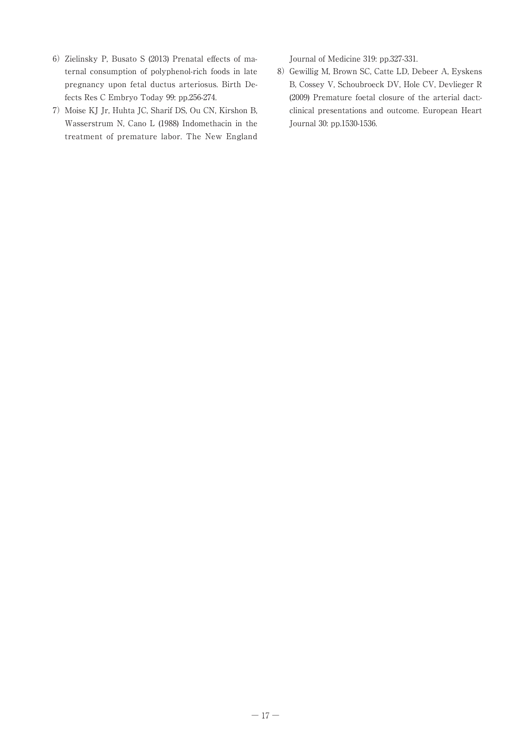6) Zielinsky P, Busato S (2013) Prenatal effects of maternal consumption of polyphenol-rich foods in late pregnancy upon fetal ductus arteriosus. Birth Defects Res C Embryo Today 99: pp.256-274.

7) Moise KJ Jr, Huhta JC, Sharif DS, Ou CN, Kirshon B, Wasserstrum N, Cano L (1988) Indomethacin in the treatment of premature labor. The New England Journal of Medicine 319: pp.327-331.

8) Gewillig M, Brown SC, Catte LD, Debeer A, Eyskens B, Cossey V, Schoubroeck DV, Hole CV, Devlieger R (2009) Premature foetal closure of the arterial dact:-clinical presentations and outcome. European Heart Journal 30: pp.1530-1536.